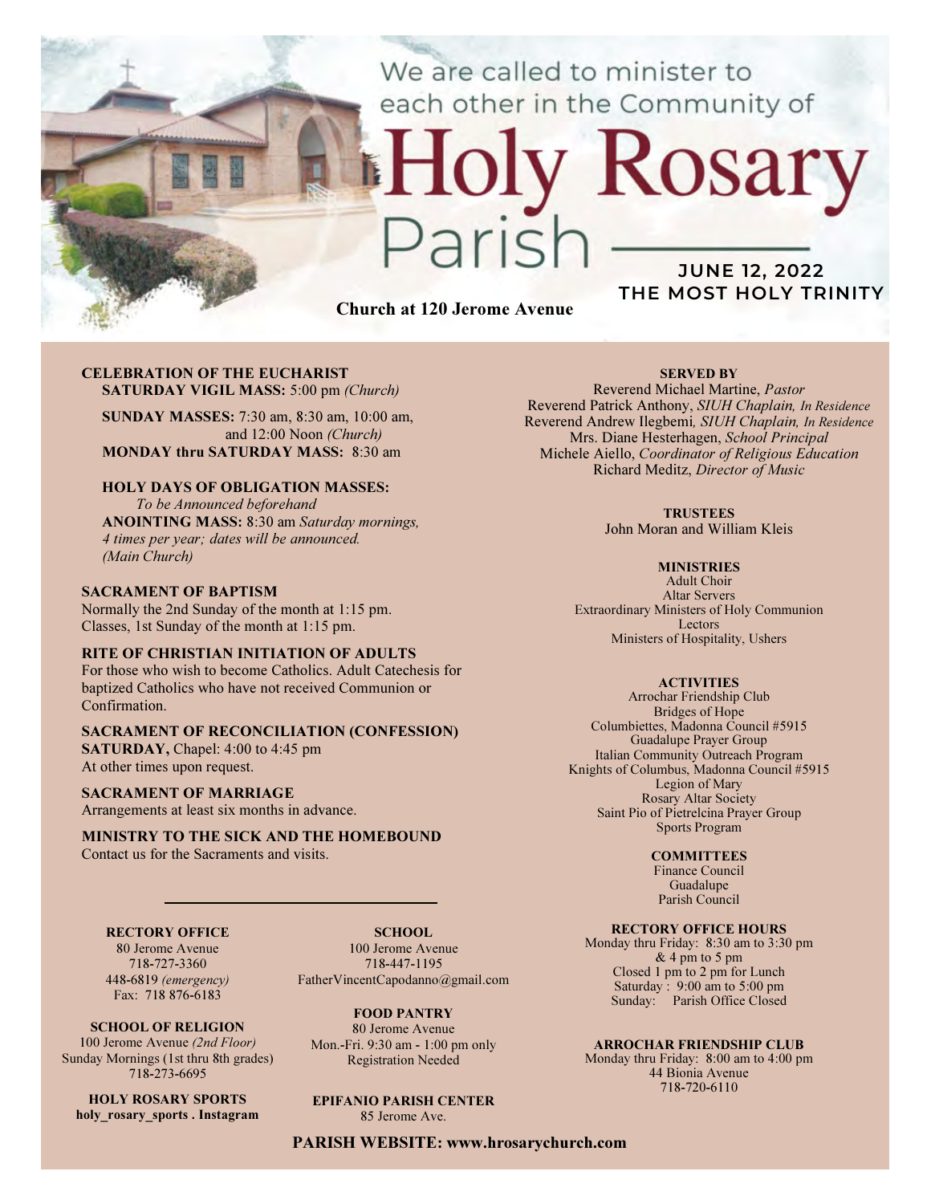We are called to minister to each other in the Community of

# Holy Rosary Parish

**JUNE 12, 2022**
**THE MOST HOLY TRINITY**

**Church at 120 Jerome Avenue**

**CELEBRATION OF THE EUCHARIST**
**SATURDAY VIGIL MASS:** 5:00 pm *(Church)*

**SUNDAY MASSES:** 7:30 am, 8:30 am, 10:00 am, and 12:00 Noon *(Church)*
**MONDAY thru SATURDAY MASS:** 8:30 am

**HOLY DAYS OF OBLIGATION MASSES:**
*To be Announced beforehand*
**ANOINTING MASS:** 8:30 am *Saturday mornings, 4 times per year; dates will be announced. (Main Church)*

**SACRAMENT OF BAPTISM**
Normally the 2nd Sunday of the month at 1:15 pm.
Classes, 1st Sunday of the month at 1:15 pm.

**RITE OF CHRISTIAN INITIATION OF ADULTS**
For those who wish to become Catholics. Adult Catechesis for baptized Catholics who have not received Communion or Confirmation.

**SACRAMENT OF RECONCILIATION (CONFESSION)**
**SATURDAY,** Chapel: 4:00 to 4:45 pm
At other times upon request.

**SACRAMENT OF MARRIAGE**
Arrangements at least six months in advance.

**MINISTRY TO THE SICK AND THE HOMEBOUND**
Contact us for the Sacraments and visits.

**RECTORY OFFICE**
80 Jerome Avenue
718-727-3360
448-6819 *(emergency)*
Fax: 718 876-6183

**SCHOOL**
100 Jerome Avenue
718-447-1195
FatherVincentCapodanno@gmail.com

**SCHOOL OF RELIGION**
100 Jerome Avenue *(2nd Floor)*
Sunday Mornings (1st thru 8th grades)
718-273-6695

**FOOD PANTRY**
80 Jerome Avenue
Mon.-Fri. 9:30 am - 1:00 pm only
Registration Needed

**HOLY ROSARY SPORTS**
**holy_rosary_sports . Instagram**

**EPIFANIO PARISH CENTER**
85 Jerome Ave.

**SERVED BY**
Reverend Michael Martine, *Pastor*
Reverend Patrick Anthony, *SIUH Chaplain, In Residence*
Reverend Andrew Ilegbemi, *SIUH Chaplain, In Residence*
Mrs. Diane Hesterhagen, *School Principal*
Michele Aiello, *Coordinator of Religious Education*
Richard Meditz, *Director of Music*

**TRUSTEES**
John Moran and William Kleis

**MINISTRIES**
Adult Choir
Altar Servers
Extraordinary Ministers of Holy Communion
Lectors
Ministers of Hospitality, Ushers

**ACTIVITIES**
Arrochar Friendship Club
Bridges of Hope
Columbiettes, Madonna Council #5915
Guadalupe Prayer Group
Italian Community Outreach Program
Knights of Columbus, Madonna Council #5915
Legion of Mary
Rosary Altar Society
Saint Pio of Pietrelcina Prayer Group
Sports Program

**COMMITTEES**
Finance Council
Guadalupe
Parish Council

**RECTORY OFFICE HOURS**
Monday thru Friday: 8:30 am to 3:30 pm & 4 pm to 5 pm
Closed 1 pm to 2 pm for Lunch
Saturday : 9:00 am to 5:00 pm
Sunday: Parish Office Closed

**ARROCHAR FRIENDSHIP CLUB**
Monday thru Friday: 8:00 am to 4:00 pm
44 Bionia Avenue
718-720-6110

**PARISH WEBSITE: www.hrosarychurch.com**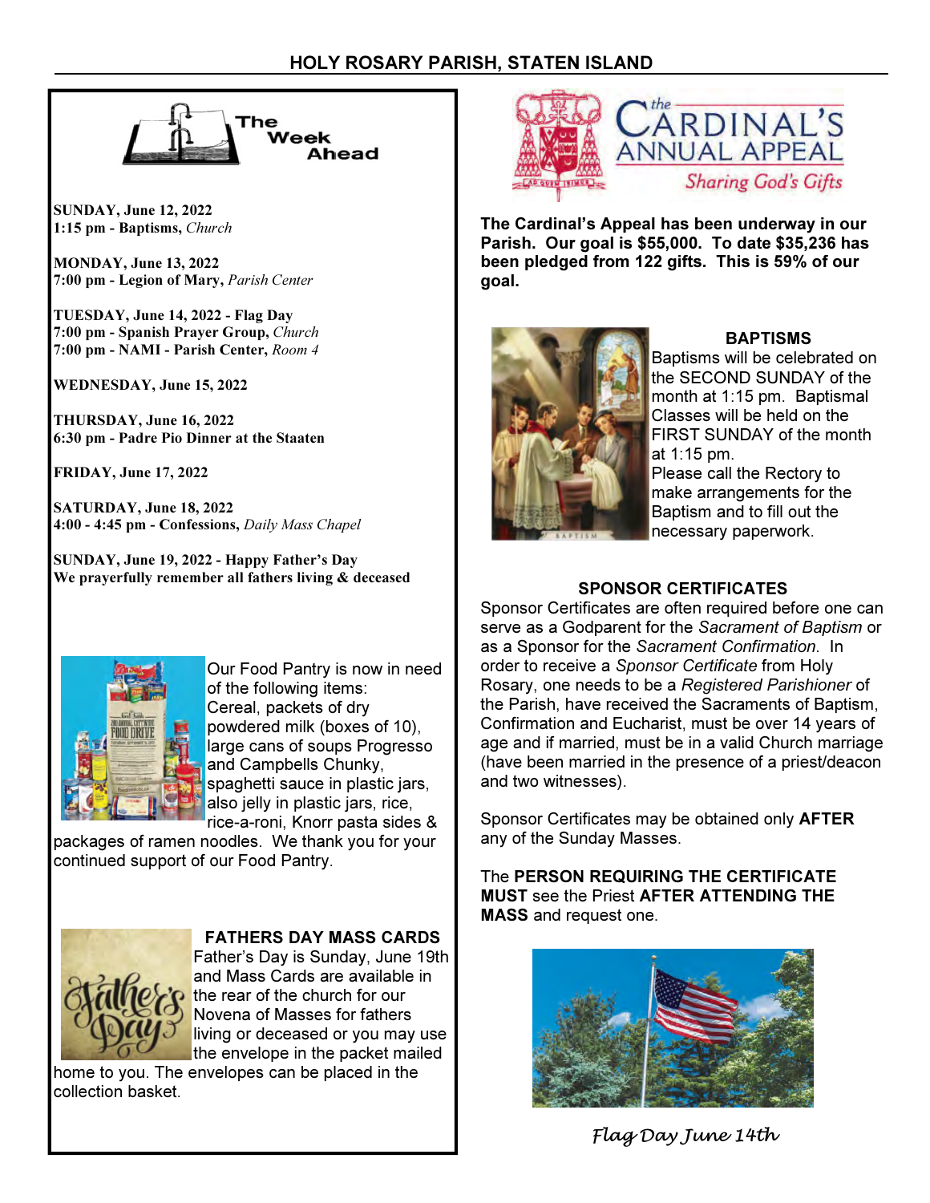## The Week Ahead

**SUNDAY, June 12, 2022**
**1:15 pm - Baptisms,** *Church*

**MONDAY, June 13, 2022**
**7:00 pm - Legion of Mary,** *Parish Center*

**TUESDAY, June 14, 2022 - Flag Day**
**7:00 pm - Spanish Prayer Group,** *Church*
**7:00 pm - NAMI - Parish Center,** *Room 4*

**WEDNESDAY, June 15, 2022**

**THURSDAY, June 16, 2022**
**6:30 pm - Padre Pio Dinner at the Staaten**

**FRIDAY, June 17, 2022**

**SATURDAY, June 18, 2022**
**4:00 - 4:45 pm - Confessions,** *Daily Mass Chapel*

**SUNDAY, June 19, 2022 - Happy Father's Day**
**We prayerfully remember all fathers living & deceased**

Our Food Pantry is now in need of the following items: Cereal, packets of dry powdered milk (boxes of 10), large cans of soups Progresso and Campbells Chunky, spaghetti sauce in plastic jars, also jelly in plastic jars, rice, rice-a-roni, Knorr pasta sides & packages of ramen noodles. We thank you for your continued support of our Food Pantry.

### FATHERS DAY MASS CARDS

Father's Day is Sunday, June 19th and Mass Cards are available in the rear of the church for our Novena of Masses for fathers living or deceased or you may use the envelope in the packet mailed home to you. The envelopes can be placed in the collection basket.

## The Cardinal's Annual Appeal

*Sharing God's Gifts*

**The Cardinal's Appeal has been underway in our Parish. Our goal is $55,000. To date $35,236 has been pledged from 122 gifts. This is 59% of our goal.**

### BAPTISMS

Baptisms will be celebrated on the SECOND SUNDAY of the month at 1:15 pm. Baptismal Classes will be held on the FIRST SUNDAY of the month at 1:15 pm.
Please call the Rectory to make arrangements for the Baptism and to fill out the necessary paperwork.

### SPONSOR CERTIFICATES

Sponsor Certificates are often required before one can serve as a Godparent for the *Sacrament of Baptism* or as a Sponsor for the *Sacrament Confirmation.* In order to receive a *Sponsor Certificate* from Holy Rosary, one needs to be a *Registered Parishioner* of the Parish, have received the Sacraments of Baptism, Confirmation and Eucharist, must be over 14 years of age and if married, must be in a valid Church marriage (have been married in the presence of a priest/deacon and two witnesses).

Sponsor Certificates may be obtained only **AFTER** any of the Sunday Masses.

The **PERSON REQUIRING THE CERTIFICATE MUST** see the Priest **AFTER ATTENDING THE MASS** and request one.

*Flag Day June 14th*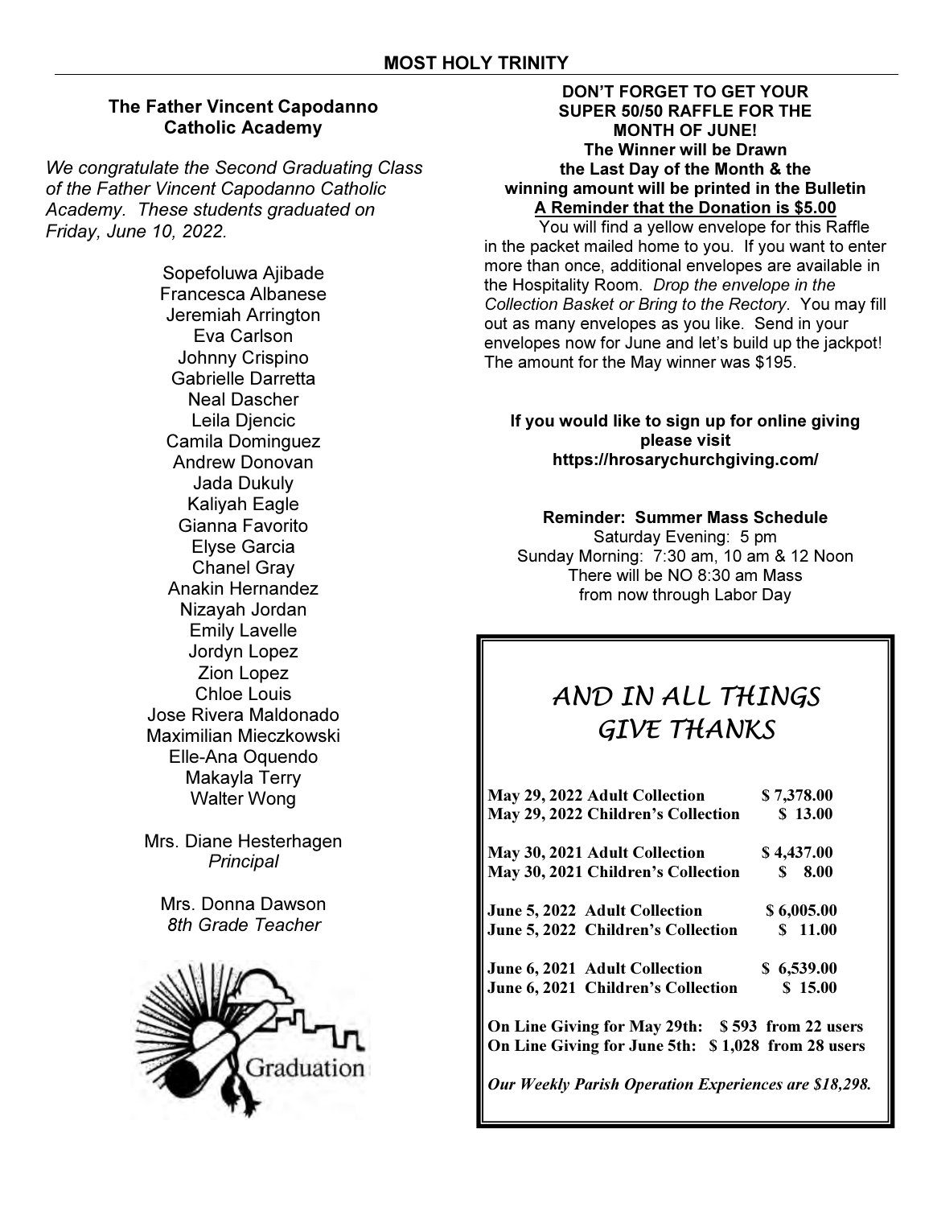**MOST HOLY TRINITY**

## The Father Vincent Capodanno Catholic Academy

*We congratulate the Second Graduating Class of the Father Vincent Capodanno Catholic Academy. These students graduated on Friday, June 10, 2022.*

Sopefoluwa Ajibade
Francesca Albanese
Jeremiah Arrington
Eva Carlson
Johnny Crispino
Gabrielle Darretta
Neal Dascher
Leila Djencic
Camila Dominguez
Andrew Donovan
Jada Dukuly
Kaliyah Eagle
Gianna Favorito
Elyse Garcia
Chanel Gray
Anakin Hernandez
Nizayah Jordan
Emily Lavelle
Jordyn Lopez
Zion Lopez
Chloe Louis
Jose Rivera Maldonado
Maximilian Mieczkowski
Elle-Ana Oquendo
Makayla Terry
Walter Wong

Mrs. Diane Hesterhagen
*Principal*

Mrs. Donna Dawson
*8th Grade Teacher*

Graduation

**DON'T FORGET TO GET YOUR SUPER 50/50 RAFFLE FOR THE MONTH OF JUNE!**
**The Winner will be Drawn the Last Day of the Month & the winning amount will be printed in the Bulletin**
**A Reminder that the Donation is $5.00**

You will find a yellow envelope for this Raffle in the packet mailed home to you. If you want to enter more than once, additional envelopes are available in the Hospitality Room. *Drop the envelope in the Collection Basket or Bring to the Rectory*. You may fill out as many envelopes as you like. Send in your envelopes now for June and let's build up the jackpot! The amount for the May winner was $195.

**If you would like to sign up for online giving please visit https://hrosarychurchgiving.com/**

**Reminder: Summer Mass Schedule**
Saturday Evening: 5 pm
Sunday Morning: 7:30 am, 10 am & 12 Noon
There will be NO 8:30 am Mass from now through Labor Day

## *AND IN ALL THINGS GIVE THANKS*

| | |
|---|---|
| **May 29, 2022 Adult Collection** | **$ 7,378.00** |
| **May 29, 2022 Children's Collection** | **$ 13.00** |
| **May 30, 2021 Adult Collection** | **$ 4,437.00** |
| **May 30, 2021 Children's Collection** | **$ 8.00** |
| **June 5, 2022 Adult Collection** | **$ 6,005.00** |
| **June 5, 2022 Children's Collection** | **$ 11.00** |
| **June 6, 2021 Adult Collection** | **$ 6,539.00** |
| **June 6, 2021 Children's Collection** | **$ 15.00** |

**On Line Giving for May 29th: $ 593 from 22 users**
**On Line Giving for June 5th: $ 1,028 from 28 users**

***Our Weekly Parish Operation Experiences are $18,298.***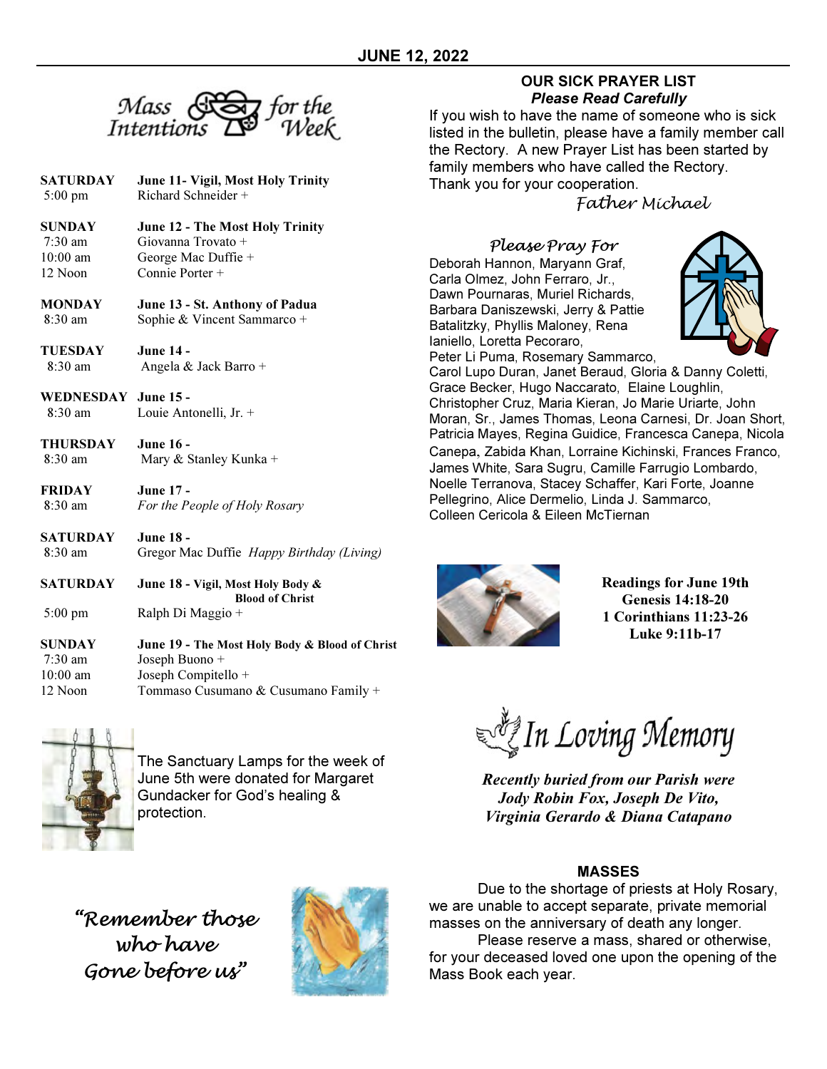**JUNE 12, 2022**

## Mass Intentions for the Week

| | |
|---|---|
| **SATURDAY** | **June 11- Vigil, Most Holy Trinity** |
| 5:00 pm | Richard Schneider + |
| **SUNDAY** | **June 12 - The Most Holy Trinity** |
| 7:30 am | Giovanna Trovato + |
| 10:00 am | George Mac Duffie + |
| 12 Noon | Connie Porter + |
| **MONDAY** | **June 13 - St. Anthony of Padua** |
| 8:30 am | Sophie & Vincent Sammarco + |
| **TUESDAY** | **June 14 -** |
| 8:30 am | Angela & Jack Barro + |
| **WEDNESDAY** | **June 15 -** |
| 8:30 am | Louie Antonelli, Jr. + |
| **THURSDAY** | **June 16 -** |
| 8:30 am | Mary & Stanley Kunka + |
| **FRIDAY** | **June 17 -** |
| 8:30 am | *For the People of Holy Rosary* |
| **SATURDAY** | **June 18 -** |
| 8:30 am | Gregor Mac Duffie *Happy Birthday (Living)* |
| **SATURDAY** | **June 18 - Vigil, Most Holy Body & Blood of Christ** |
| 5:00 pm | Ralph Di Maggio + |
| **SUNDAY** | **June 19 - The Most Holy Body & Blood of Christ** |
| 7:30 am | Joseph Buono + |
| 10:00 am | Joseph Compitello + |
| 12 Noon | Tommaso Cusumano & Cusumano Family + |

The Sanctuary Lamps for the week of June 5th were donated for Margaret Gundacker for God's healing & protection.

*"Remember those who have Gone before us"*

### OUR SICK PRAYER LIST
***Please Read Carefully***

If you wish to have the name of someone who is sick listed in the bulletin, please have a family member call the Rectory. A new Prayer List has been started by family members who have called the Rectory. Thank you for your cooperation.

*Father Michael*

### *Please Pray For*

Deborah Hannon, Maryann Graf, Carla Olmez, John Ferraro, Jr., Dawn Pournaras, Muriel Richards, Barbara Daniszewski, Jerry & Pattie Batalitzky, Phyllis Maloney, Rena Ianiello, Loretta Pecoraro, Peter Li Puma, Rosemary Sammarco, Carol Lupo Duran, Janet Beraud, Gloria & Danny Coletti, Grace Becker, Hugo Naccarato, Elaine Loughlin, Christopher Cruz, Maria Kieran, Jo Marie Uriarte, John Moran, Sr., James Thomas, Leona Carnesi, Dr. Joan Short, Patricia Mayes, Regina Guidice, Francesca Canepa, Nicola Canepa, Zabida Khan, Lorraine Kichinski, Frances Franco, James White, Sara Sugru, Camille Farrugio Lombardo, Noelle Terranova, Stacey Schaffer, Kari Forte, Joanne Pellegrino, Alice Dermelio, Linda J. Sammarco, Colleen Cericola & Eileen McTiernan

**Readings for June 19th**
**Genesis 14:18-20**
**1 Corinthians 11:23-26**
**Luke 9:11b-17**

## *In Loving Memory*

***Recently buried from our Parish were Jody Robin Fox, Joseph De Vito, Virginia Gerardo & Diana Catapano***

### MASSES

Due to the shortage of priests at Holy Rosary, we are unable to accept separate, private memorial masses on the anniversary of death any longer.

Please reserve a mass, shared or otherwise, for your deceased loved one upon the opening of the Mass Book each year.